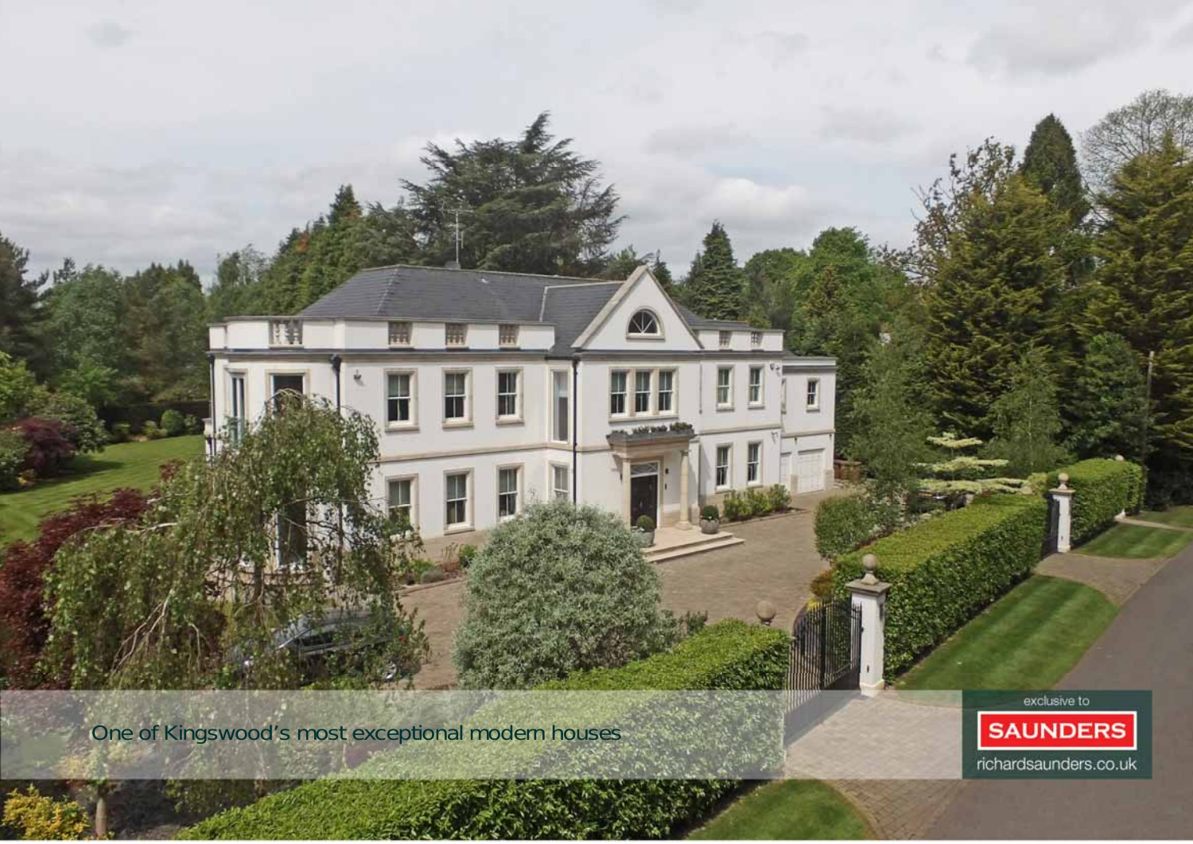One of Kingswood's most exceptional modern houses

exclusive to

**SAUNDERS**

richardsaunders.co.uk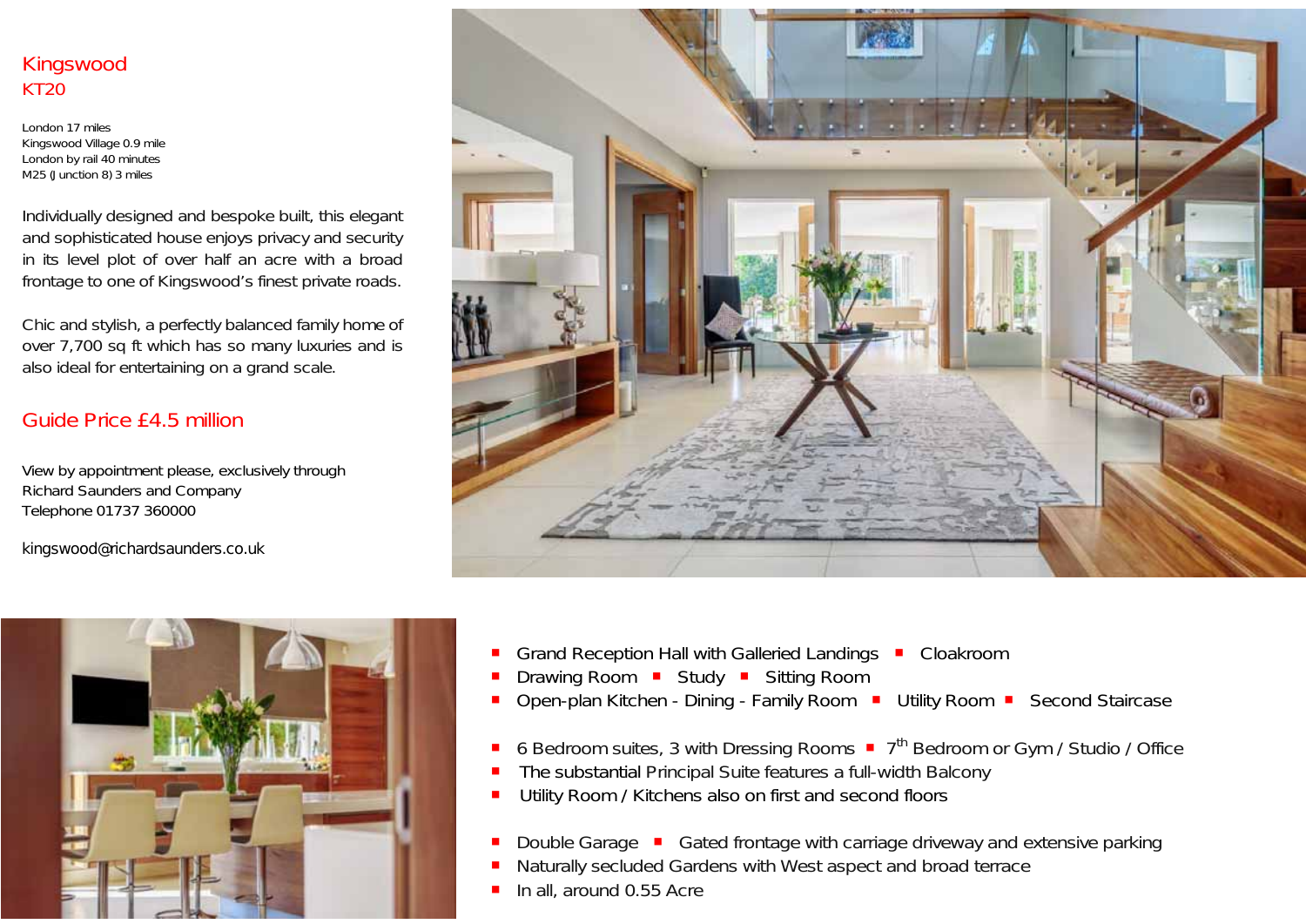# Kingswood
## KT20

London 17 miles
Kingswood Village 0.9 mile
London by rail 40 minutes
M25 (Junction 8) 3 miles

Individually designed and bespoke built, this elegant and sophisticated house enjoys privacy and security in its level plot of over half an acre with a broad frontage to one of Kingswood's finest private roads.

Chic and stylish, a perfectly balanced family home of over 7,700 sq ft which has so many luxuries and is also ideal for entertaining on a grand scale.

## Guide Price £4.5 million

View by appointment please, exclusively through
Richard Saunders and Company
Telephone 01737 360000

kingswood@richardsaunders.co.uk

- Grand Reception Hall with Galleried Landings ▪ Cloakroom
- Drawing Room ▪ Study ▪ Sitting Room
- Open-plan Kitchen - Dining - Family Room ▪ Utility Room ▪ Second Staircase

- 6 Bedroom suites, 3 with Dressing Rooms ▪ 7th Bedroom or Gym / Studio / Office
- The substantial Principal Suite features a full-width Balcony
- Utility Room / Kitchens also on first and second floors

- Double Garage ▪ Gated frontage with carriage driveway and extensive parking
- Naturally secluded Gardens with West aspect and broad terrace
- In all, around 0.55 Acre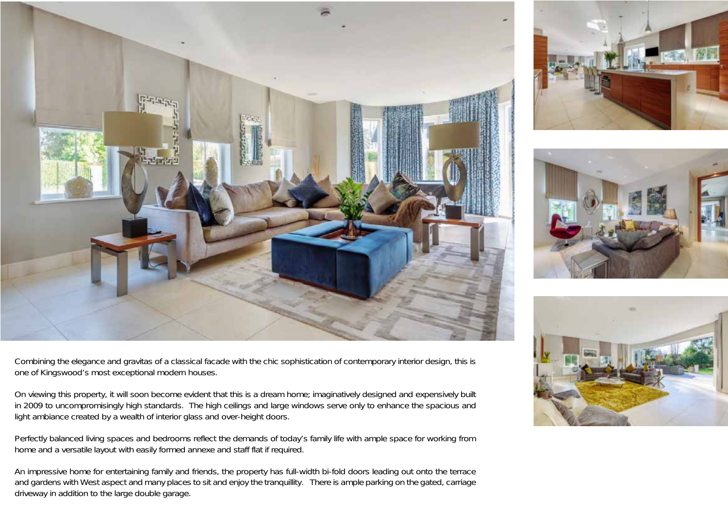Combining the elegance and gravitas of a classical facade with the chic sophistication of contemporary interior design, this is one of Kingswood's most exceptional modern houses.

On viewing this property, it will soon become evident that this is a dream home; imaginatively designed and expensively built in 2009 to uncompromisingly high standards. The high ceilings and large windows serve only to enhance the spacious and light ambiance created by a wealth of interior glass and over-height doors.

Perfectly balanced living spaces and bedrooms reflect the demands of today's family life with ample space for working from home and a versatile layout with easily formed annexe and staff flat if required.

An impressive home for entertaining family and friends, the property has full-width bi-fold doors leading out onto the terrace and gardens with West aspect and many places to sit and enjoy the tranquillity. There is ample parking on the gated, carriage driveway in addition to the large double garage.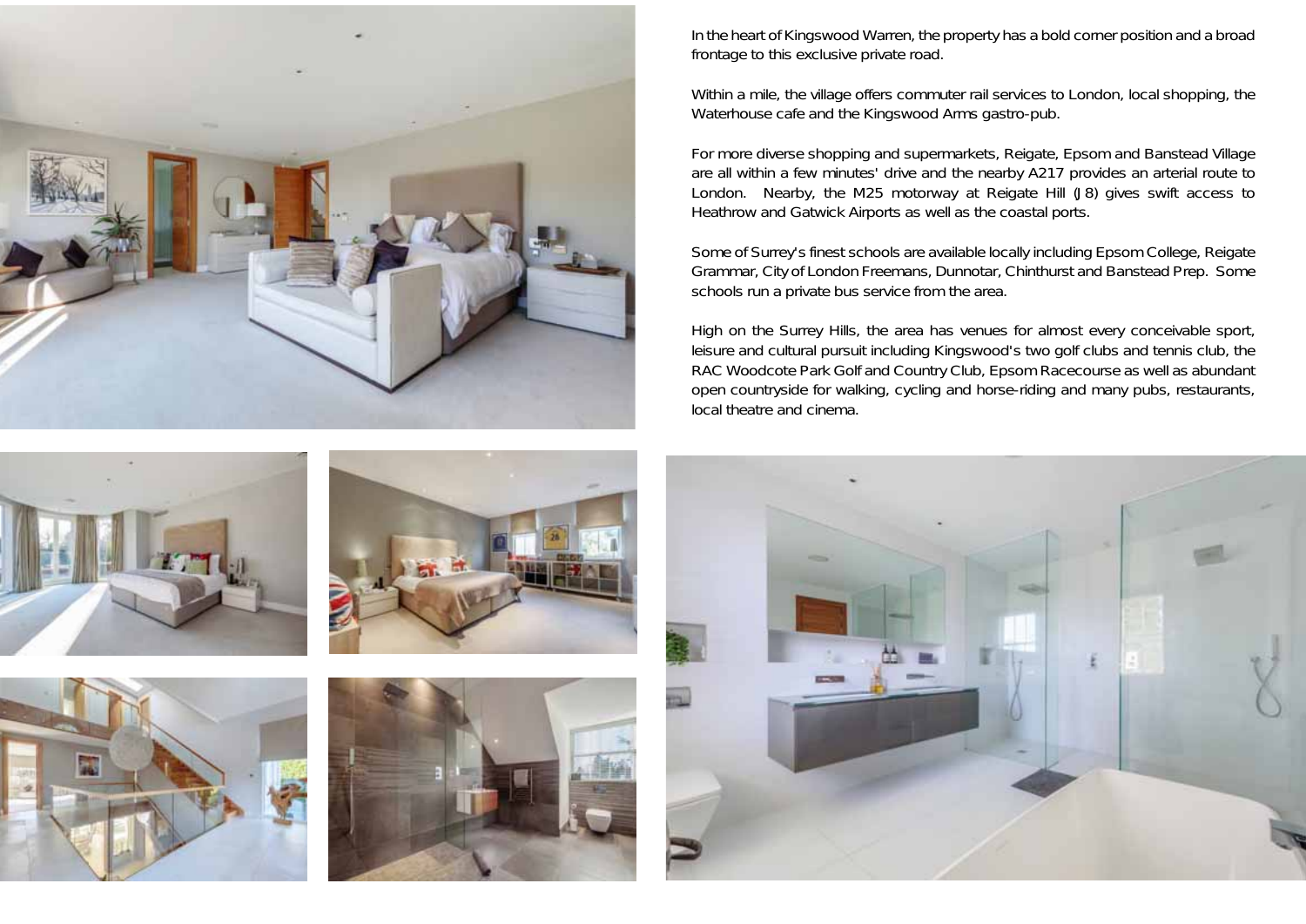In the heart of Kingswood Warren, the property has a bold corner position and a broad frontage to this exclusive private road.

Within a mile, the village offers commuter rail services to London, local shopping, the Waterhouse cafe and the Kingswood Arms gastro-pub.

For more diverse shopping and supermarkets, Reigate, Epsom and Banstead Village are all within a few minutes' drive and the nearby A217 provides an arterial route to London. Nearby, the M25 motorway at Reigate Hill (J8) gives swift access to Heathrow and Gatwick Airports as well as the coastal ports.

Some of Surrey's finest schools are available locally including Epsom College, Reigate Grammar, City of London Freemans, Dunnotar, Chinthurst and Banstead Prep. Some schools run a private bus service from the area.

High on the Surrey Hills, the area has venues for almost every conceivable sport, leisure and cultural pursuit including Kingswood's two golf clubs and tennis club, the RAC Woodcote Park Golf and Country Club, Epsom Racecourse as well as abundant open countryside for walking, cycling and horse-riding and many pubs, restaurants, local theatre and cinema.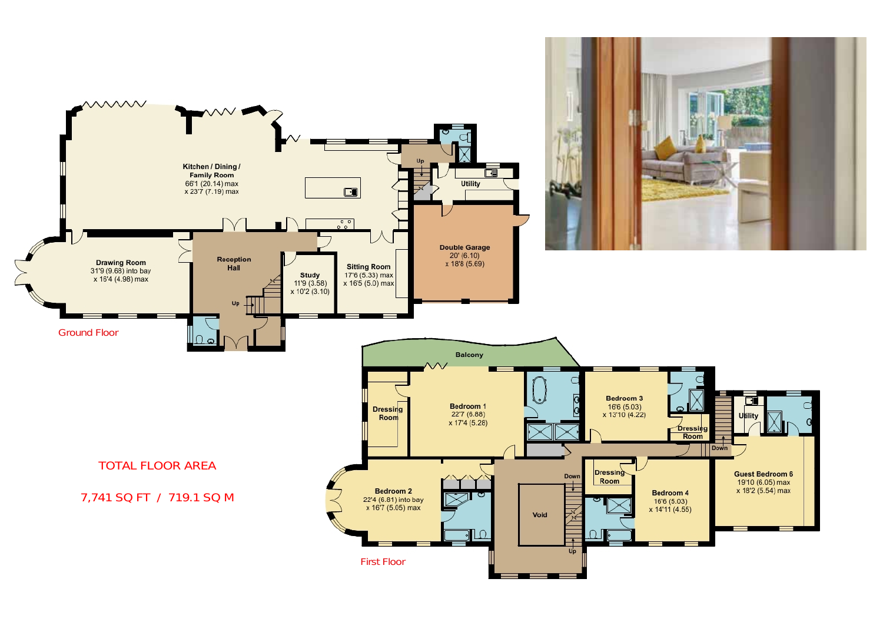## Ground Floor

**Kitchen / Dining / Family Room**
66'1 (20.14) max x 23'7 (7.19) max

**Drawing Room**
31'9 (9.68) into bay x 16'4 (4.98) max

**Reception Hall**

**Study**
11'9 (3.58) x 10'2 (3.10)

**Sitting Room**
17'6 (5.33) max x 16'5 (5.0) max

**Utility**

**Double Garage**
20' (6.10) x 18'8 (5.69)

## First Floor

**Balcony**

**Dressing Room**

**Bedroom 1**
22'7 (6.88) x 17'4 (5.28)

**Bedroom 2**
22'4 (6.81) into bay x 16'7 (5.05) max

**Bedroom 3**
16'6 (5.03) x 13'10 (4.22)

**Dressing Room**

**Void**

**Dressing Room**

**Bedroom 4**
16'6 (5.03) x 14'11 (4.55)

**Utility**

**Guest Bedroom 6**
19'10 (6.05) max x 18'2 (5.54) max

## TOTAL FLOOR AREA

7,741 SQ FT / 719.1 SQ M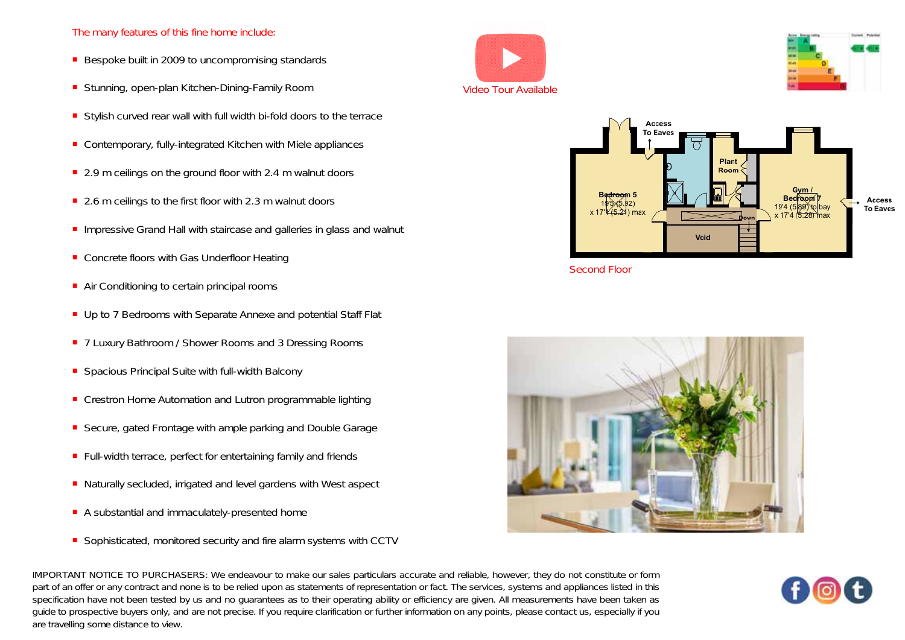The many features of this fine home include:

- Bespoke built in 2009 to uncompromising standards
- Stunning, open-plan Kitchen-Dining-Family Room
- Stylish curved rear wall with full width bi-fold doors to the terrace
- Contemporary, fully-integrated Kitchen with Miele appliances
- 2.9 m ceilings on the ground floor with 2.4 m walnut doors
- 2.6 m ceilings to the first floor with 2.3 m walnut doors
- Impressive Grand Hall with staircase and galleries in glass and walnut
- Concrete floors with Gas Underfloor Heating
- Air Conditioning to certain principal rooms
- Up to 7 Bedrooms with Separate Annexe and potential Staff Flat
- 7 Luxury Bathroom / Shower Rooms and 3 Dressing Rooms
- Spacious Principal Suite with full-width Balcony
- Crestron Home Automation and Lutron programmable lighting
- Secure, gated Frontage with ample parking and Double Garage
- Full-width terrace, perfect for entertaining family and friends
- Naturally secluded, irrigated and level gardens with West aspect
- A substantial and immaculately-presented home
- Sophisticated, monitored security and fire alarm systems with CCTV

Video Tour Available

Access To Eaves

Plant Room

Bedroom 5
19'5 (5.92)
x 17'1 (5.21) max

Gym / Bedroom 7
19'4 (5.89) to bay
x 17'4 (5.28) max

Access To Eaves

Down

Void

Second Floor

IMPORTANT NOTICE TO PURCHASERS: We endeavour to make our sales particulars accurate and reliable, however, they do not constitute or form part of an offer or any contract and none is to be relied upon as statements of representation or fact. The services, systems and appliances listed in this specification have not been tested by us and no guarantees as to their operating ability or efficiency are given. All measurements have been taken as guide to prospective buyers only, and are not precise. If you require clarification or further information on any points, please contact us, especially if you are travelling some distance to view.